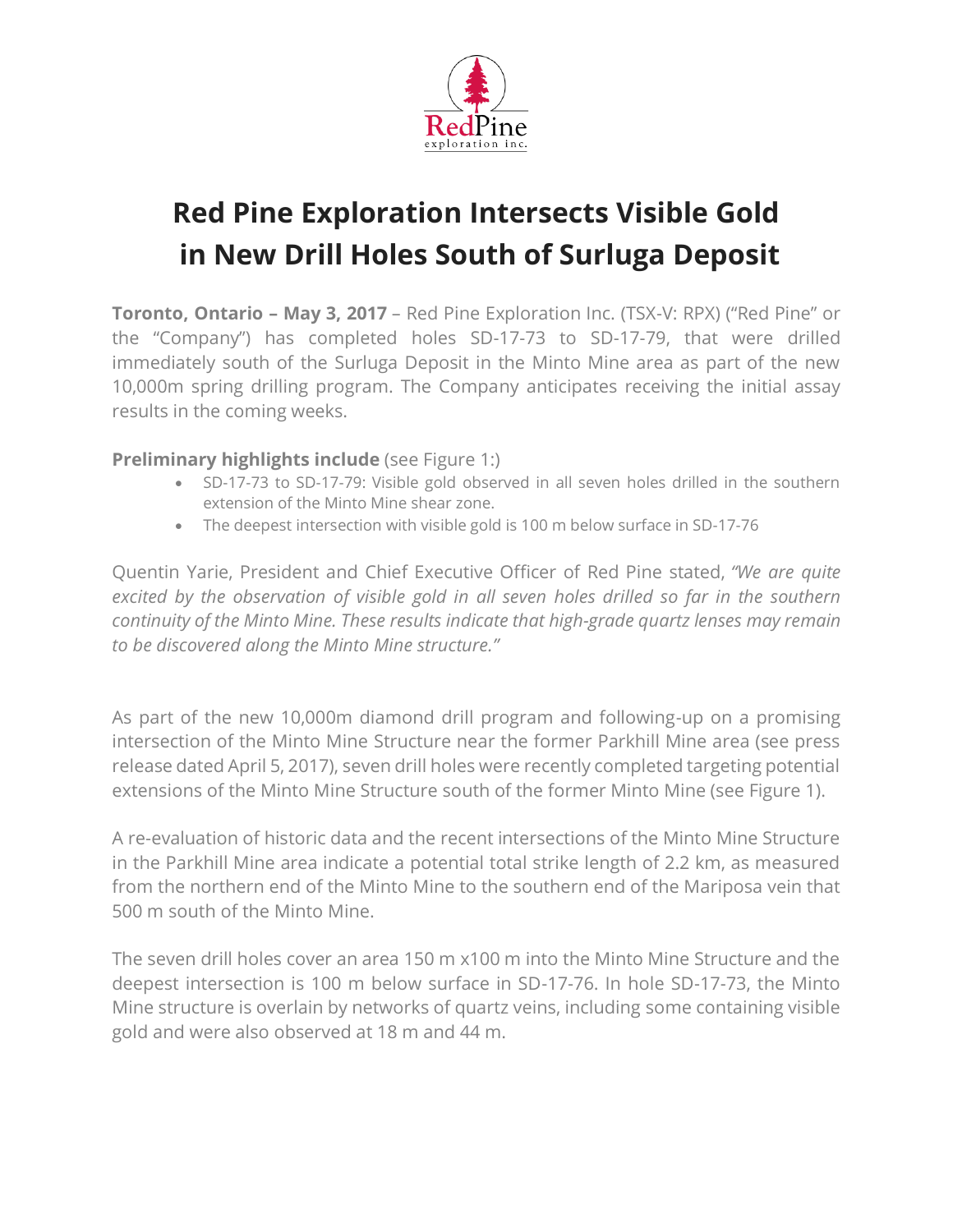# Red Pine Exploration Intersects Visible Gold in New Drill Holes South of Surluga Deposit

**Toronto, Ontario – May 3, 2017** – Red Pine Exploration Inc. (TSX-V: RPX) ("Red Pine" or the "Company") has completed holes SD-17-73 to SD-17-79, that were drilled immediately south of the Surluga Deposit in the Minto Mine area as part of the new 10,000m spring drilling program. The Company anticipates receiving the initial assay results in the coming weeks.

**Preliminary highlights include** (see Figure 1:)

- SD-17-73 to SD-17-79: Visible gold observed in all seven holes drilled in the southern extension of the Minto Mine shear zone.
- The deepest intersection with visible gold is 100 m below surface in SD-17-76

Quentin Yarie, President and Chief Executive Officer of Red Pine stated, *"We are quite excited by the observation of visible gold in all seven holes drilled so far in the southern continuity of the Minto Mine. These results indicate that high-grade quartz lenses may remain to be discovered along the Minto Mine structure."*

As part of the new 10,000m diamond drill program and following-up on a promising intersection of the Minto Mine Structure near the former Parkhill Mine area (see press release dated April 5, 2017), seven drill holes were recently completed targeting potential extensions of the Minto Mine Structure south of the former Minto Mine (see Figure 1).

A re-evaluation of historic data and the recent intersections of the Minto Mine Structure in the Parkhill Mine area indicate a potential total strike length of 2.2 km, as measured from the northern end of the Minto Mine to the southern end of the Mariposa vein that 500 m south of the Minto Mine.

The seven drill holes cover an area 150 m x100 m into the Minto Mine Structure and the deepest intersection is 100 m below surface in SD-17-76. In hole SD-17-73, the Minto Mine structure is overlain by networks of quartz veins, including some containing visible gold and were also observed at 18 m and 44 m.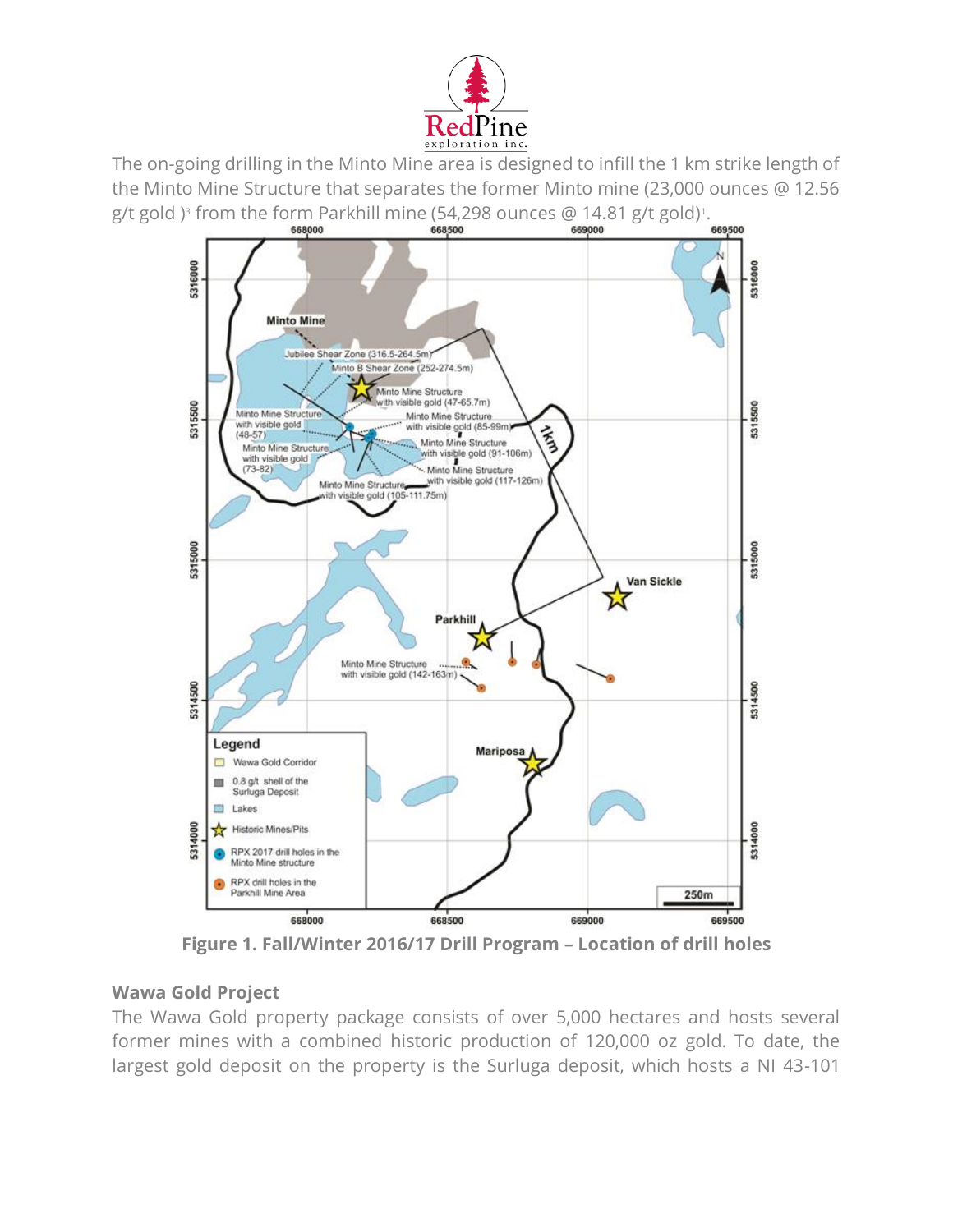The on-going drilling in the Minto Mine area is designed to infill the 1 km strike length of the Minto Mine Structure that separates the former Minto mine (23,000 ounces @ 12.56 g/t gold )[3] from the form Parkhill mine (54,298 ounces @ 14.81 g/t gold)[1].

**Figure 1. Fall/Winter 2016/17 Drill Program – Location of drill holes**

### Wawa Gold Project

The Wawa Gold property package consists of over 5,000 hectares and hosts several former mines with a combined historic production of 120,000 oz gold. To date, the largest gold deposit on the property is the Surluga deposit, which hosts a NI 43-101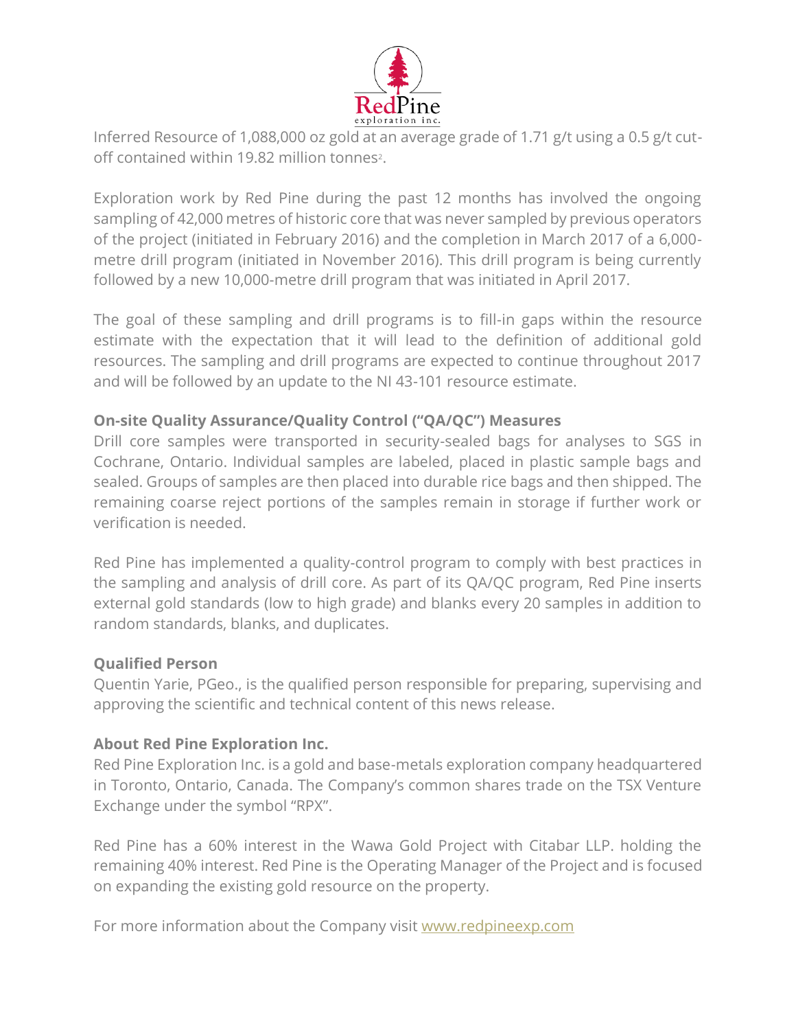Inferred Resource of 1,088,000 oz gold at an average grade of 1.71 g/t using a 0.5 g/t cut-off contained within 19.82 million tonnes[2].

Exploration work by Red Pine during the past 12 months has involved the ongoing sampling of 42,000 metres of historic core that was never sampled by previous operators of the project (initiated in February 2016) and the completion in March 2017 of a 6,000-metre drill program (initiated in November 2016). This drill program is being currently followed by a new 10,000-metre drill program that was initiated in April 2017.

The goal of these sampling and drill programs is to fill-in gaps within the resource estimate with the expectation that it will lead to the definition of additional gold resources. The sampling and drill programs are expected to continue throughout 2017 and will be followed by an update to the NI 43-101 resource estimate.

**On-site Quality Assurance/Quality Control ("QA/QC") Measures**

Drill core samples were transported in security-sealed bags for analyses to SGS in Cochrane, Ontario. Individual samples are labeled, placed in plastic sample bags and sealed. Groups of samples are then placed into durable rice bags and then shipped. The remaining coarse reject portions of the samples remain in storage if further work or verification is needed.

Red Pine has implemented a quality-control program to comply with best practices in the sampling and analysis of drill core. As part of its QA/QC program, Red Pine inserts external gold standards (low to high grade) and blanks every 20 samples in addition to random standards, blanks, and duplicates.

**Qualified Person**

Quentin Yarie, PGeo., is the qualified person responsible for preparing, supervising and approving the scientific and technical content of this news release.

**About Red Pine Exploration Inc.**

Red Pine Exploration Inc. is a gold and base-metals exploration company headquartered in Toronto, Ontario, Canada. The Company's common shares trade on the TSX Venture Exchange under the symbol "RPX".

Red Pine has a 60% interest in the Wawa Gold Project with Citabar LLP. holding the remaining 40% interest. Red Pine is the Operating Manager of the Project and is focused on expanding the existing gold resource on the property.

For more information about the Company visit [www.redpineexp.com](www.redpineexp.com)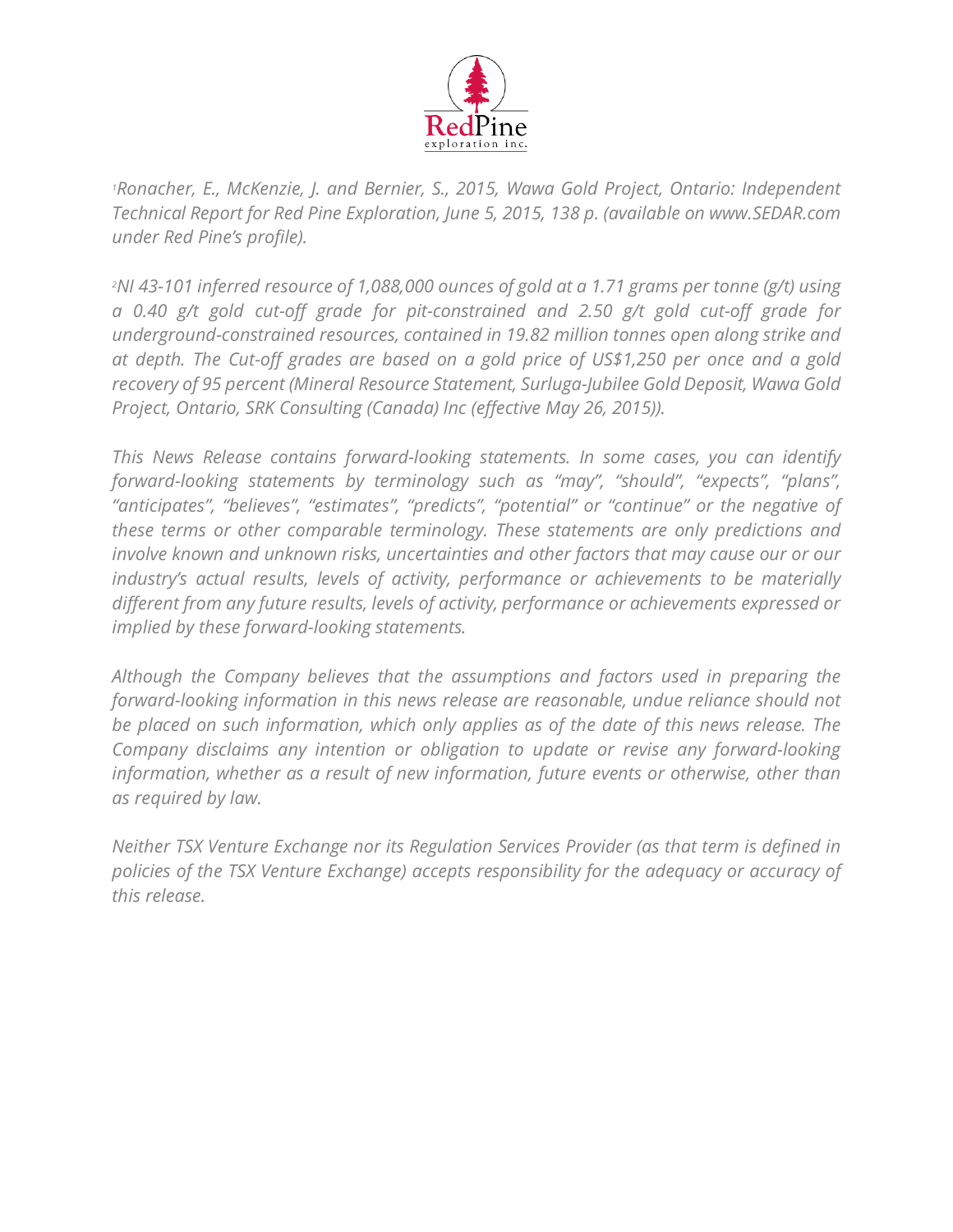[1]*Ronacher, E., McKenzie, J. and Bernier, S., 2015, Wawa Gold Project, Ontario: Independent Technical Report for Red Pine Exploration, June 5, 2015, 138 p. (available on www.SEDAR.com under Red Pine's profile).*

[2]*NI 43-101 inferred resource of 1,088,000 ounces of gold at a 1.71 grams per tonne (g/t) using a 0.40 g/t gold cut-off grade for pit-constrained and 2.50 g/t gold cut-off grade for underground-constrained resources, contained in 19.82 million tonnes open along strike and at depth. The Cut-off grades are based on a gold price of US$1,250 per once and a gold recovery of 95 percent (Mineral Resource Statement, Surluga-Jubilee Gold Deposit, Wawa Gold Project, Ontario, SRK Consulting (Canada) Inc (effective May 26, 2015)).*

*This News Release contains forward-looking statements. In some cases, you can identify forward-looking statements by terminology such as "may", "should", "expects", "plans", "anticipates", "believes", "estimates", "predicts", "potential" or "continue" or the negative of these terms or other comparable terminology. These statements are only predictions and involve known and unknown risks, uncertainties and other factors that may cause our or our industry's actual results, levels of activity, performance or achievements to be materially different from any future results, levels of activity, performance or achievements expressed or implied by these forward-looking statements.*

*Although the Company believes that the assumptions and factors used in preparing the forward-looking information in this news release are reasonable, undue reliance should not be placed on such information, which only applies as of the date of this news release. The Company disclaims any intention or obligation to update or revise any forward-looking information, whether as a result of new information, future events or otherwise, other than as required by law.*

*Neither TSX Venture Exchange nor its Regulation Services Provider (as that term is defined in policies of the TSX Venture Exchange) accepts responsibility for the adequacy or accuracy of this release.*